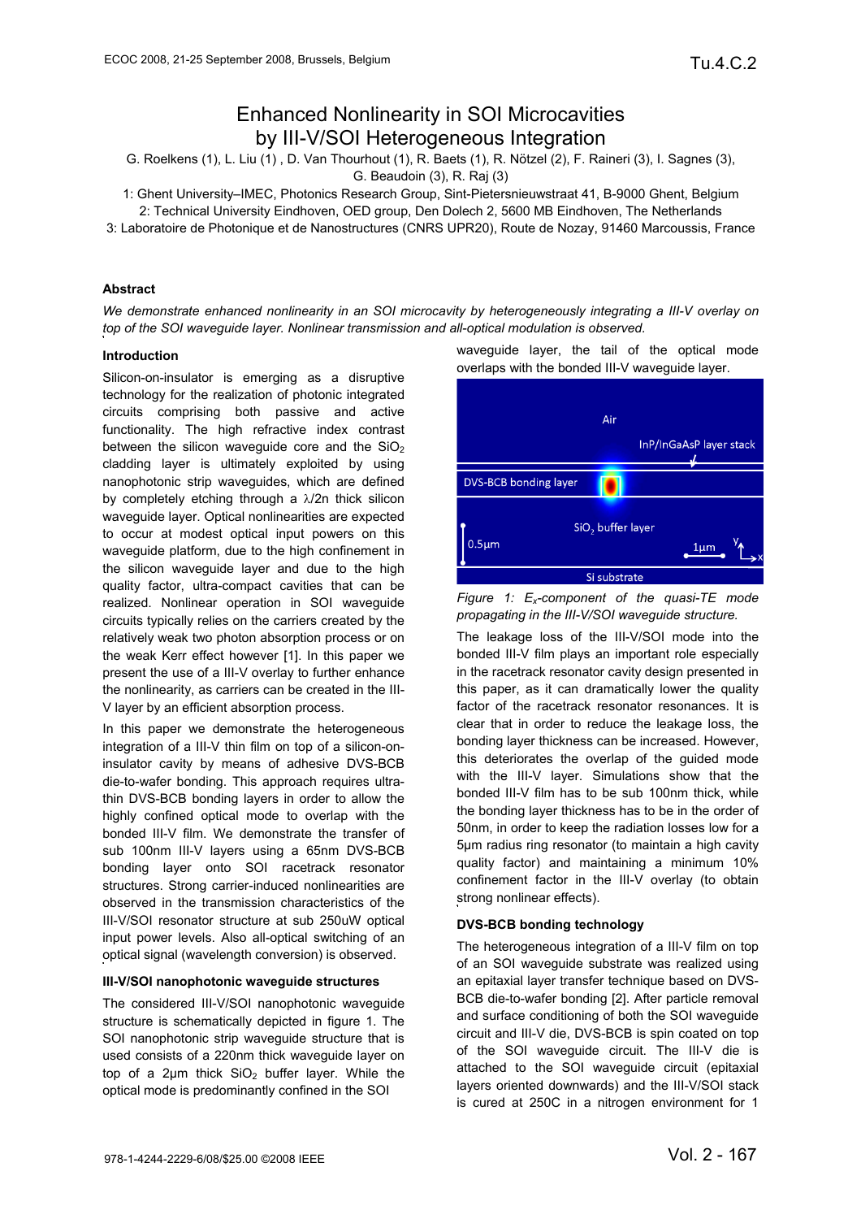# Enhanced Nonlinearity in SOI Microcavities by III-V/SOI Heterogeneous Integration

G. Roelkens (1), L. Liu (1) , D. Van Thourhout (1), R. Baets (1), R. Nötzel (2), F. Raineri (3), I. Sagnes (3), G. Beaudoin (3), R. Raj (3)

1: Ghent University–IMEC, Photonics Research Group, Sint-Pietersnieuwstraat 41, B-9000 Ghent, Belgium
2: Technical University Eindhoven, OED group, Den Dolech 2, 5600 MB Eindhoven, The Netherlands
3: Laboratoire de Photonique et de Nanostructures (CNRS UPR20), Route de Nozay, 91460 Marcoussis, France

**Abstract**

*We demonstrate enhanced nonlinearity in an SOI microcavity by heterogeneously integrating a III-V overlay on top of the SOI waveguide layer. Nonlinear transmission and all-optical modulation is observed.*

**Introduction**

Silicon-on-insulator is emerging as a disruptive technology for the realization of photonic integrated circuits comprising both passive and active functionality. The high refractive index contrast between the silicon waveguide core and the $SiO_2$ cladding layer is ultimately exploited by using nanophotonic strip waveguides, which are defined by completely etching through a $\lambda/2n$ thick silicon waveguide layer. Optical nonlinearities are expected to occur at modest optical input powers on this waveguide platform, due to the high confinement in the silicon waveguide layer and due to the high quality factor, ultra-compact cavities that can be realized. Nonlinear operation in SOI waveguide circuits typically relies on the carriers created by the relatively weak two photon absorption process or on the weak Kerr effect however [1]. In this paper we present the use of a III-V overlay to further enhance the nonlinearity, as carriers can be created in the III-V layer by an efficient absorption process.

In this paper we demonstrate the heterogeneous integration of a III-V thin film on top of a silicon-on-insulator cavity by means of adhesive DVS-BCB die-to-wafer bonding. This approach requires ultra-thin DVS-BCB bonding layers in order to allow the highly confined optical mode to overlap with the bonded III-V film. We demonstrate the transfer of sub 100nm III-V layers using a 65nm DVS-BCB bonding layer onto SOI racetrack resonator structures. Strong carrier-induced nonlinearities are observed in the transmission characteristics of the III-V/SOI resonator structure at sub 250uW optical input power levels. Also all-optical switching of an optical signal (wavelength conversion) is observed.

**III-V/SOI nanophotonic waveguide structures**

The considered III-V/SOI nanophotonic waveguide structure is schematically depicted in figure 1. The SOI nanophotonic strip waveguide structure that is used consists of a 220nm thick waveguide layer on top of a 2µm thick $SiO_2$ buffer layer. While the optical mode is predominantly confined in the SOI waveguide layer, the tail of the optical mode overlaps with the bonded III-V waveguide layer.

Air
InP/InGaAsP layer stack
DVS-BCB bonding layer
$SiO_2$ buffer layer
0.5µm
1µm
y
x
Si substrate

*Figure 1: $E_x$-component of the quasi-TE mode propagating in the III-V/SOI waveguide structure.*

The leakage loss of the III-V/SOI mode into the bonded III-V film plays an important role especially in the racetrack resonator cavity design presented in this paper, as it can dramatically lower the quality factor of the racetrack resonator resonances. It is clear that in order to reduce the leakage loss, the bonding layer thickness can be increased. However, this deteriorates the overlap of the guided mode with the III-V layer. Simulations show that the bonded III-V film has to be sub 100nm thick, while the bonding layer thickness has to be in the order of 50nm, in order to keep the radiation losses low for a 5µm radius ring resonator (to maintain a high cavity quality factor) and maintaining a minimum 10% confinement factor in the III-V overlay (to obtain strong nonlinear effects).

**DVS-BCB bonding technology**

The heterogeneous integration of a III-V film on top of an SOI waveguide substrate was realized using an epitaxial layer transfer technique based on DVS-BCB die-to-wafer bonding [2]. After particle removal and surface conditioning of both the SOI waveguide circuit and III-V die, DVS-BCB is spin coated on top of the SOI waveguide circuit. The III-V die is attached to the SOI waveguide circuit (epitaxial layers oriented downwards) and the III-V/SOI stack is cured at 250C in a nitrogen environment for 1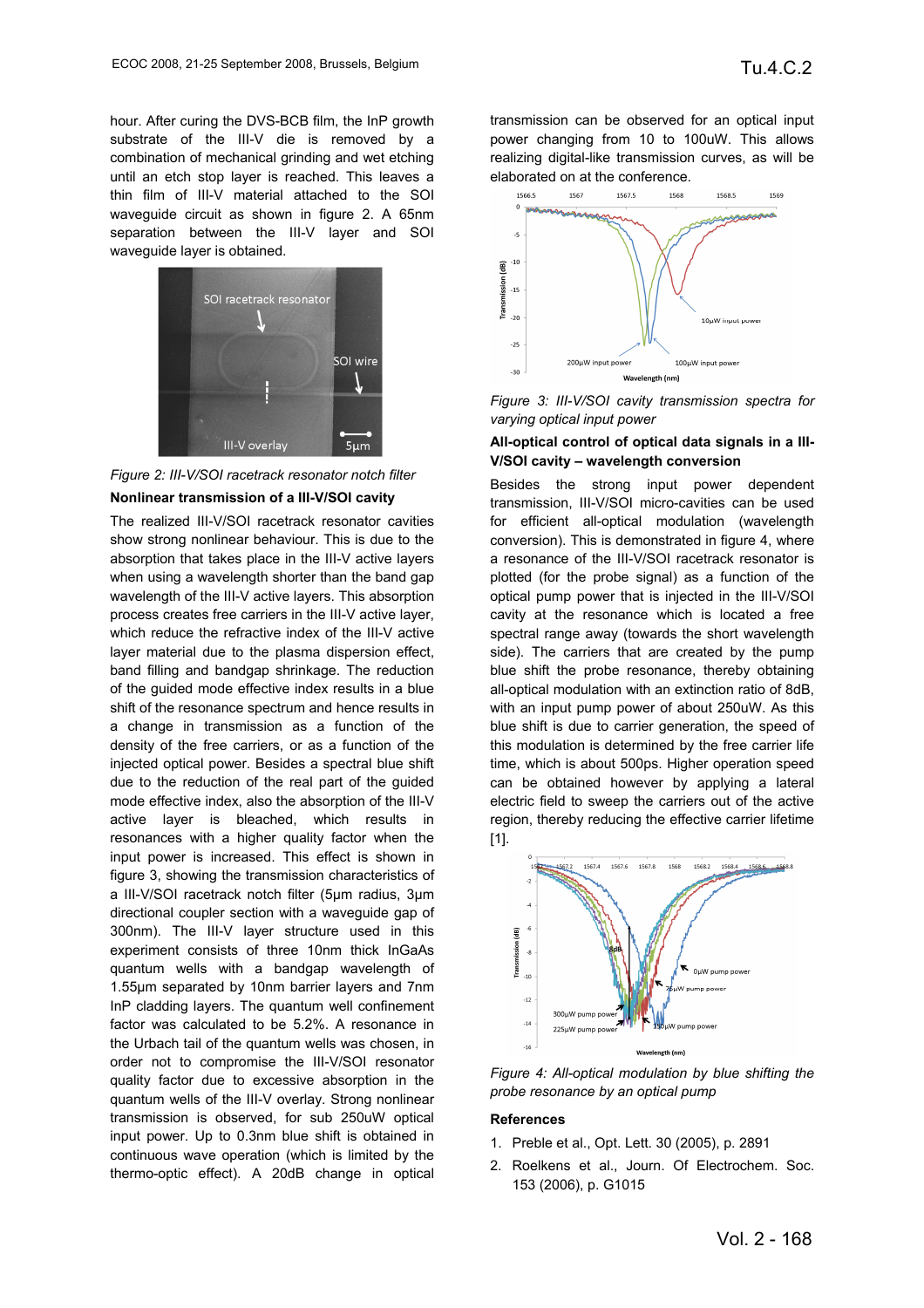hour. After curing the DVS-BCB film, the InP growth substrate of the III-V die is removed by a combination of mechanical grinding and wet etching until an etch stop layer is reached. This leaves a thin film of III-V material attached to the SOI waveguide circuit as shown in figure 2. A 65nm separation between the III-V layer and SOI waveguide layer is obtained.

SOI racetrack resonator
SOI wire
III-V overlay
5µm

*Figure 2: III-V/SOI racetrack resonator notch filter*

**Nonlinear transmission of a III-V/SOI cavity**

The realized III-V/SOI racetrack resonator cavities show strong nonlinear behaviour. This is due to the absorption that takes place in the III-V active layers when using a wavelength shorter than the band gap wavelength of the III-V active layers. This absorption process creates free carriers in the III-V active layer, which reduce the refractive index of the III-V active layer material due to the plasma dispersion effect, band filling and bandgap shrinkage. The reduction of the guided mode effective index results in a blue shift of the resonance spectrum and hence results in a change in transmission as a function of the density of the free carriers, or as a function of the injected optical power. Besides a spectral blue shift due to the reduction of the real part of the guided mode effective index, also the absorption of the III-V active layer is bleached, which results in resonances with a higher quality factor when the input power is increased. This effect is shown in figure 3, showing the transmission characteristics of a III-V/SOI racetrack notch filter (5µm radius, 3µm directional coupler section with a waveguide gap of 300nm). The III-V layer structure used in this experiment consists of three 10nm thick InGaAs quantum wells with a bandgap wavelength of 1.55µm separated by 10nm barrier layers and 7nm InP cladding layers. The quantum well confinement factor was calculated to be 5.2%. A resonance in the Urbach tail of the quantum wells was chosen, in order not to compromise the III-V/SOI resonator quality factor due to excessive absorption in the quantum wells of the III-V overlay. Strong nonlinear transmission is observed, for sub 250uW optical input power. Up to 0.3nm blue shift is obtained in continuous wave operation (which is limited by the thermo-optic effect). A 20dB change in optical transmission can be observed for an optical input power changing from 10 to 100uW. This allows realizing digital-like transmission curves, as will be elaborated on at the conference.

1566.5 1567 1567.5 1568 1568.5 1569
0 -5 -10 -15 -20 -25 -30
Transmission (dB)
10µW input power
200µW input power
100µW input power
Wavelength (nm)

*Figure 3: III-V/SOI cavity transmission spectra for varying optical input power*

**All-optical control of optical data signals in a III-V/SOI cavity – wavelength conversion**

Besides the strong input power dependent transmission, III-V/SOI micro-cavities can be used for efficient all-optical modulation (wavelength conversion). This is demonstrated in figure 4, where a resonance of the III-V/SOI racetrack resonator is plotted (for the probe signal) as a function of the optical pump power that is injected in the III-V/SOI cavity at the resonance which is located a free spectral range away (towards the short wavelength side). The carriers that are created by the pump blue shift the probe resonance, thereby obtaining all-optical modulation with an extinction ratio of 8dB, with an input pump power of about 250uW. As this blue shift is due to carrier generation, the speed of this modulation is determined by the free carrier life time, which is about 500ps. Higher operation speed can be obtained however by applying a lateral electric field to sweep the carriers out of the active region, thereby reducing the effective carrier lifetime [1].

0 -2 -4 -6 -8 -10 -12 -14 -16
1567 1567.2 1567.4 1567.6 1567.8 1568 1568.2 1568.4 1568.6 1568.8
Transmission (dB)
8dB
0µW pump power
75µW pump power
300µW pump power
225µW pump power
150µW pump power
Wavelength (nm)

*Figure 4: All-optical modulation by blue shifting the probe resonance by an optical pump*

**References**

1. Preble et al., Opt. Lett. 30 (2005), p. 2891
2. Roelkens et al., Journ. Of Electrochem. Soc. 153 (2006), p. G1015